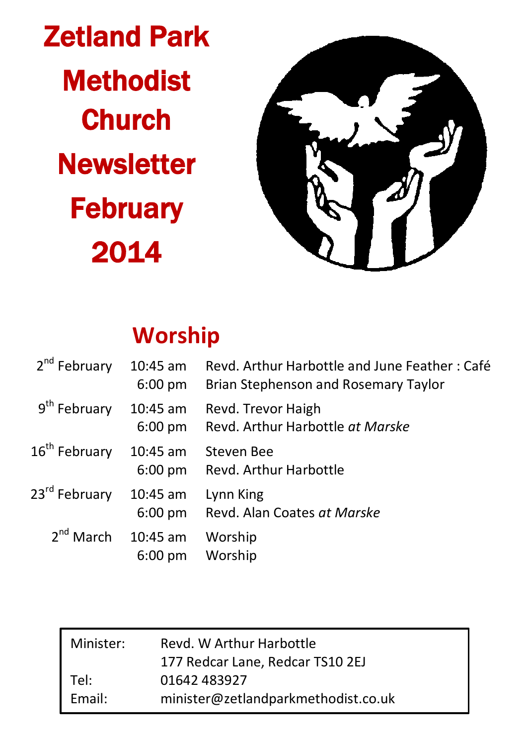# Zetland Park Methodist Church Newsletter February 2014

## Worship

| | | |
|---|---|---|
| 2nd February | 10:45 am | Revd. Arthur Harbottle and June Feather : Café |
| | 6:00 pm | Brian Stephenson and Rosemary Taylor |
| 9th February | 10:45 am | Revd. Trevor Haigh |
| | 6:00 pm | Revd. Arthur Harbottle *at Marske* |
| 16th February | 10:45 am | Steven Bee |
| | 6:00 pm | Revd. Arthur Harbottle |
| 23rd February | 10:45 am | Lynn King |
| | 6:00 pm | Revd. Alan Coates *at Marske* |
| 2nd March | 10:45 am | Worship |
| | 6:00 pm | Worship |

| | |
|---|---|
| Minister: | Revd. W Arthur Harbottle |
| | 177 Redcar Lane, Redcar TS10 2EJ |
| Tel: | 01642 483927 |
| Email: | minister@zetlandparkmethodist.co.uk |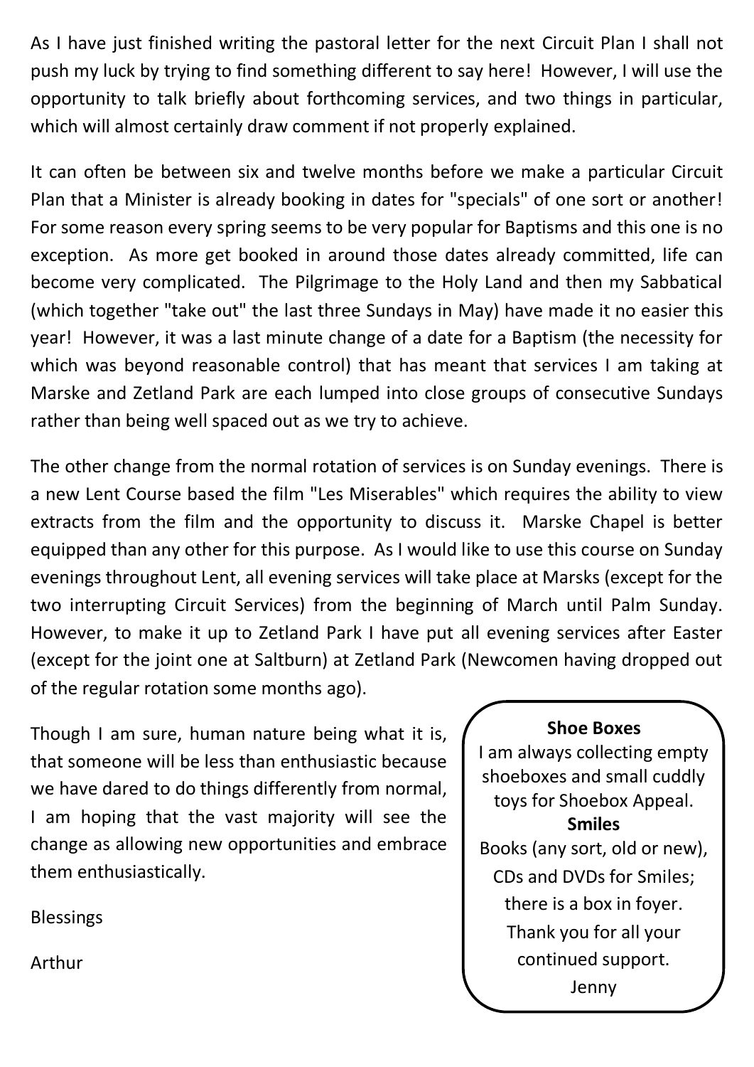As I have just finished writing the pastoral letter for the next Circuit Plan I shall not push my luck by trying to find something different to say here! However, I will use the opportunity to talk briefly about forthcoming services, and two things in particular, which will almost certainly draw comment if not properly explained.

It can often be between six and twelve months before we make a particular Circuit Plan that a Minister is already booking in dates for "specials" of one sort or another! For some reason every spring seems to be very popular for Baptisms and this one is no exception. As more get booked in around those dates already committed, life can become very complicated. The Pilgrimage to the Holy Land and then my Sabbatical (which together "take out" the last three Sundays in May) have made it no easier this year! However, it was a last minute change of a date for a Baptism (the necessity for which was beyond reasonable control) that has meant that services I am taking at Marske and Zetland Park are each lumped into close groups of consecutive Sundays rather than being well spaced out as we try to achieve.

The other change from the normal rotation of services is on Sunday evenings. There is a new Lent Course based the film "Les Miserables" which requires the ability to view extracts from the film and the opportunity to discuss it. Marske Chapel is better equipped than any other for this purpose. As I would like to use this course on Sunday evenings throughout Lent, all evening services will take place at Marsks (except for the two interrupting Circuit Services) from the beginning of March until Palm Sunday. However, to make it up to Zetland Park I have put all evening services after Easter (except for the joint one at Saltburn) at Zetland Park (Newcomen having dropped out of the regular rotation some months ago).

Though I am sure, human nature being what it is, that someone will be less than enthusiastic because we have dared to do things differently from normal, I am hoping that the vast majority will see the change as allowing new opportunities and embrace them enthusiastically.

Blessings

Arthur

**Shoe Boxes**

I am always collecting empty shoeboxes and small cuddly toys for Shoebox Appeal.

**Smiles**

Books (any sort, old or new), CDs and DVDs for Smiles; there is a box in foyer.

Thank you for all your continued support.

Jenny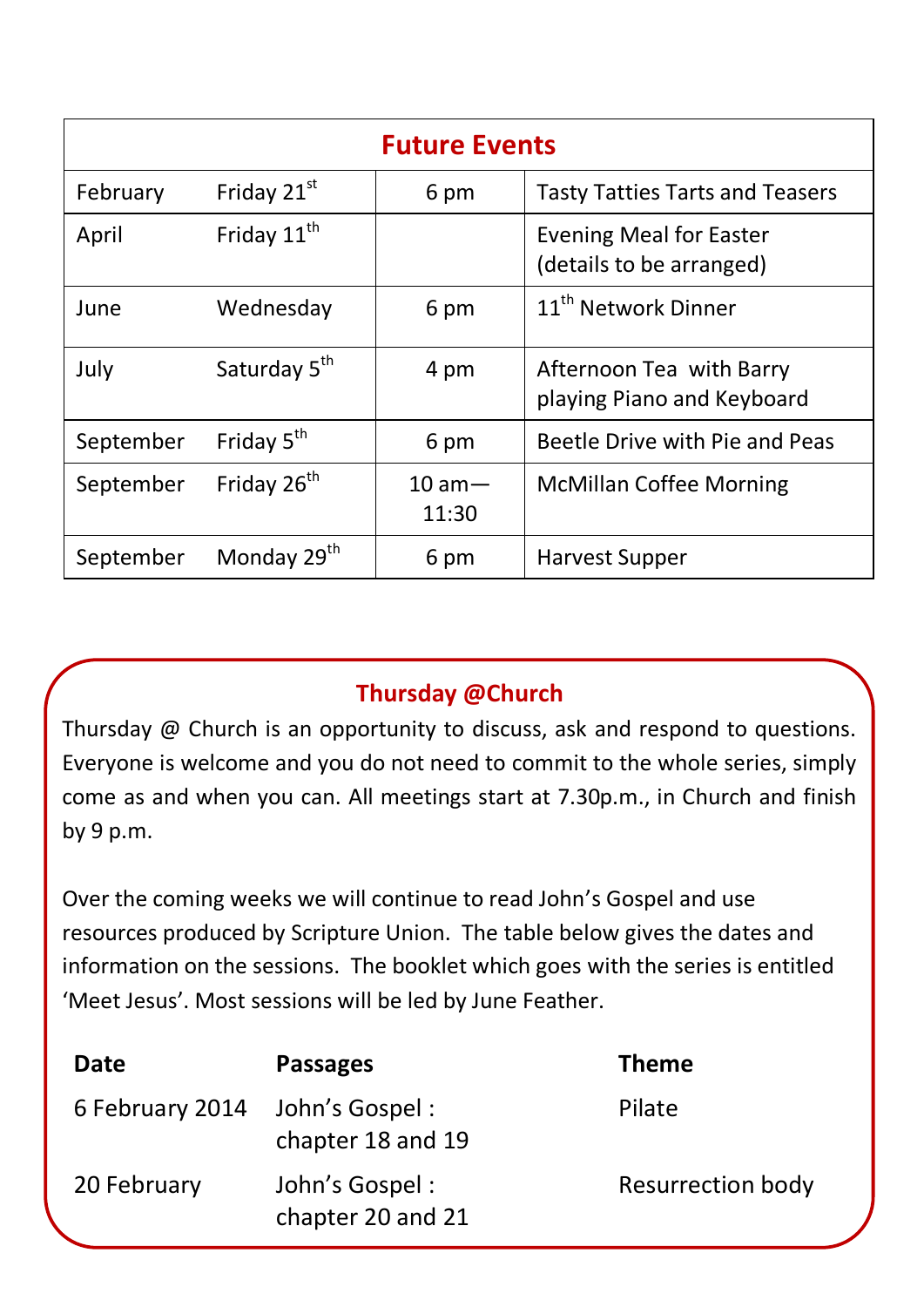| Future Events | | | |
|---|---|---|---|
| February | Friday 21st | 6 pm | Tasty Tatties Tarts and Teasers |
| April | Friday 11th | | Evening Meal for Easter (details to be arranged) |
| June | Wednesday | 6 pm | 11th Network Dinner |
| July | Saturday 5th | 4 pm | Afternoon Tea with Barry playing Piano and Keyboard |
| September | Friday 5th | 6 pm | Beetle Drive with Pie and Peas |
| September | Friday 26th | 10 am—11:30 | McMillan Coffee Morning |
| September | Monday 29th | 6 pm | Harvest Supper |

## Thursday @Church

Thursday @ Church is an opportunity to discuss, ask and respond to questions. Everyone is welcome and you do not need to commit to the whole series, simply come as and when you can. All meetings start at 7.30p.m., in Church and finish by 9 p.m.

Over the coming weeks we will continue to read John's Gospel and use resources produced by Scripture Union. The table below gives the dates and information on the sessions. The booklet which goes with the series is entitled 'Meet Jesus'. Most sessions will be led by June Feather.

| Date | Passages | Theme |
|---|---|---|
| 6 February 2014 | John's Gospel : chapter 18 and 19 | Pilate |
| 20 February | John's Gospel : chapter 20 and 21 | Resurrection body |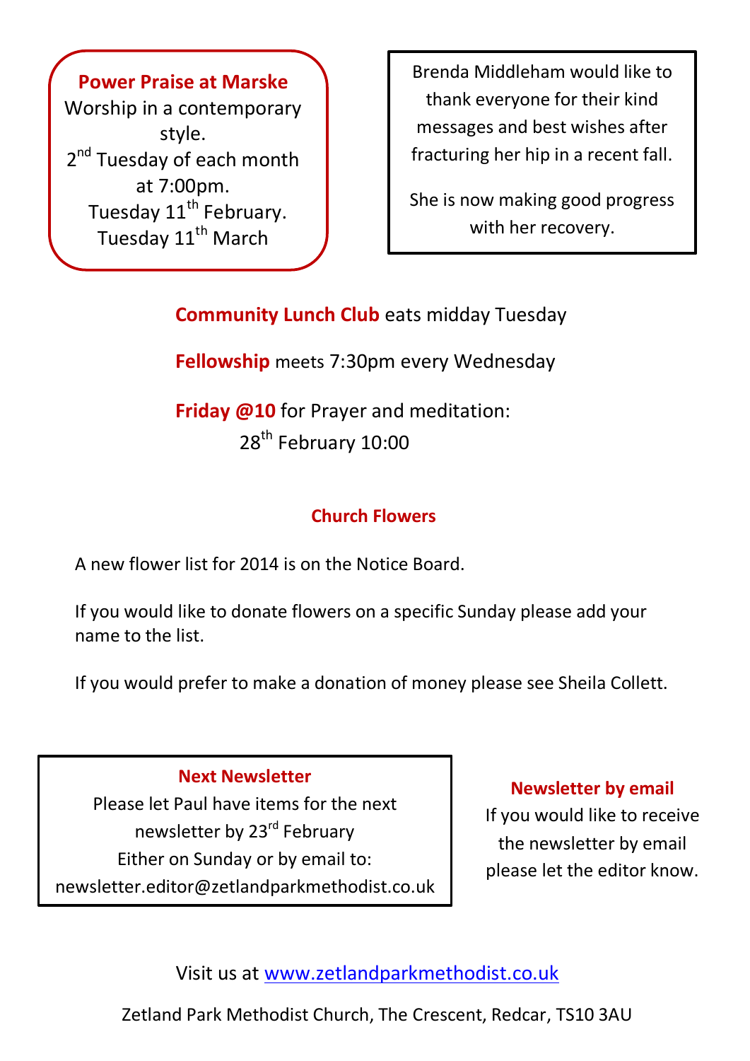**Power Praise at Marske**

Worship in a contemporary style.

2nd Tuesday of each month at 7:00pm.

Tuesday 11th February.

Tuesday 11th March

Brenda Middleham would like to thank everyone for their kind messages and best wishes after fracturing her hip in a recent fall.

She is now making good progress with her recovery.

**Community Lunch Club** eats midday Tuesday

**Fellowship** meets 7:30pm every Wednesday

**Friday @10** for Prayer and meditation:
28th February 10:00

## Church Flowers

A new flower list for 2014 is on the Notice Board.

If you would like to donate flowers on a specific Sunday please add your name to the list.

If you would prefer to make a donation of money please see Sheila Collett.

**Next Newsletter**

Please let Paul have items for the next newsletter by 23rd February

Either on Sunday or by email to:

newsletter.editor@zetlandparkmethodist.co.uk

**Newsletter by email**

If you would like to receive the newsletter by email please let the editor know.

Visit us at www.zetlandparkmethodist.co.uk

Zetland Park Methodist Church, The Crescent, Redcar, TS10 3AU